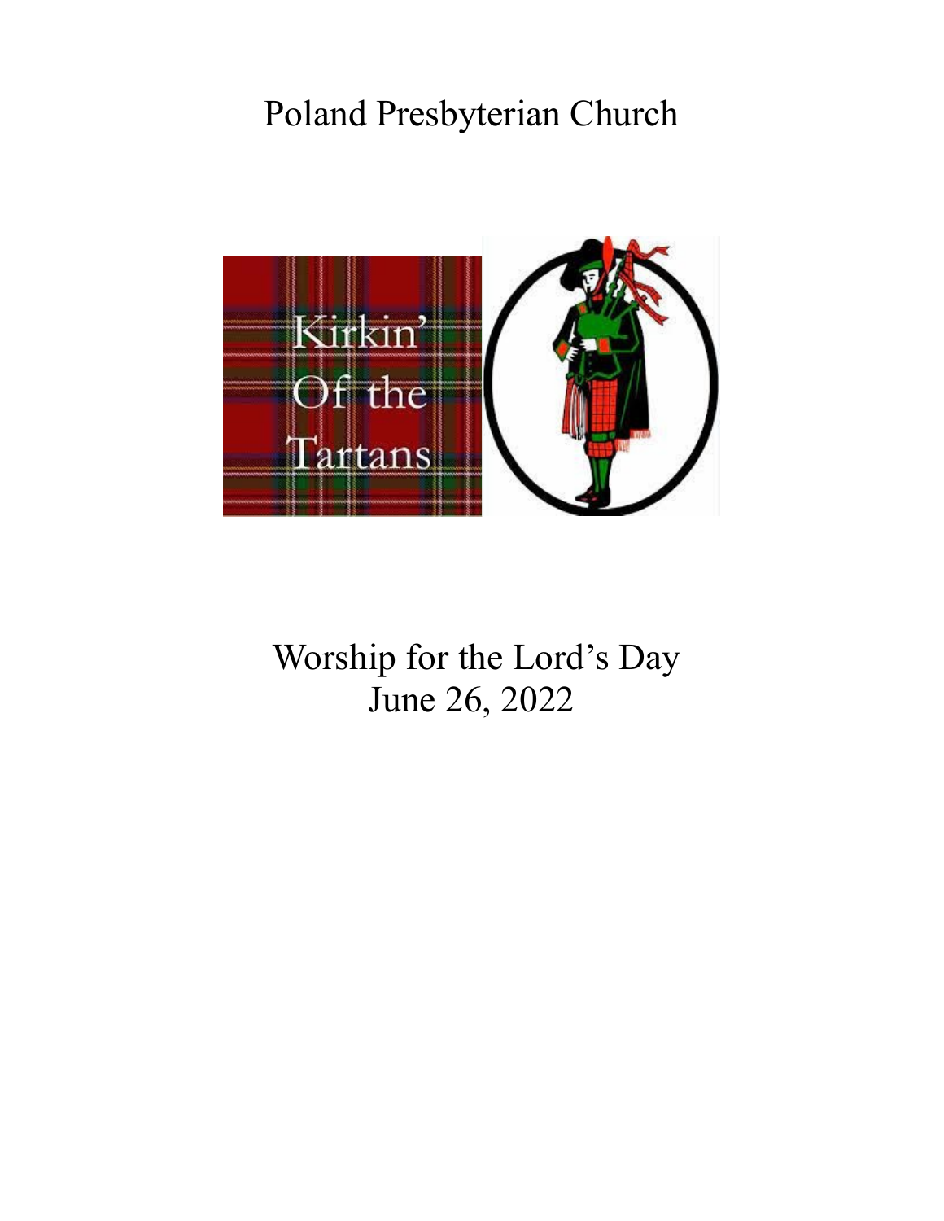# Poland Presbyterian Church

Kirkin' Of the Tartans

## Worship for the Lord's Day
## June 26, 2022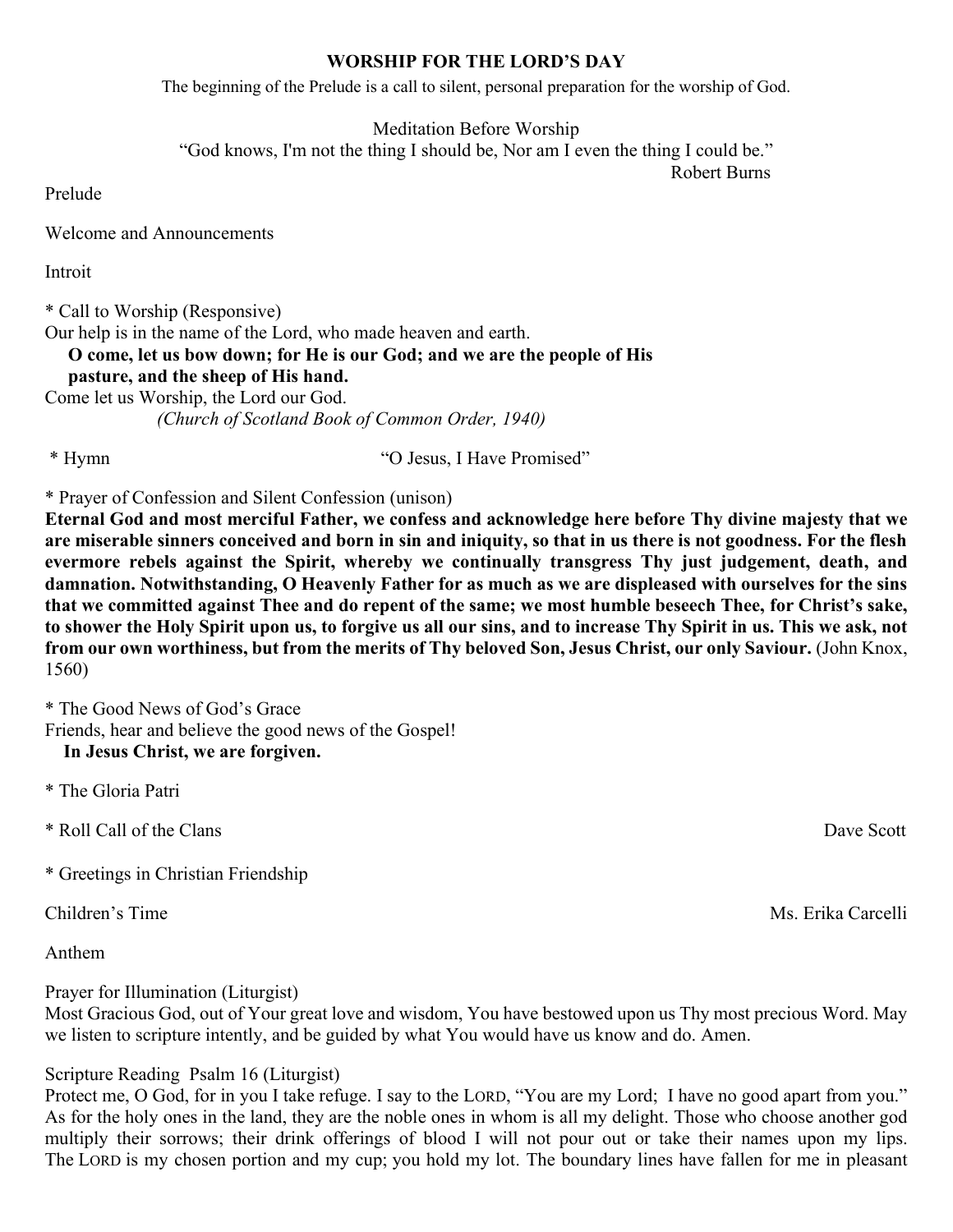**WORSHIP FOR THE LORD'S DAY**

The beginning of the Prelude is a call to silent, personal preparation for the worship of God.

Meditation Before Worship

"God knows, I'm not the thing I should be, Nor am I even the thing I could be."

Robert Burns

Prelude

Welcome and Announcements

Introit

* Call to Worship (Responsive)

Our help is in the name of the Lord, who made heaven and earth.

**O come, let us bow down; for He is our God; and we are the people of His pasture, and the sheep of His hand.**

Come let us Worship, the Lord our God.

*(Church of Scotland Book of Common Order, 1940)*

* Hymn "O Jesus, I Have Promised"

* Prayer of Confession and Silent Confession (unison)

**Eternal God and most merciful Father, we confess and acknowledge here before Thy divine majesty that we are miserable sinners conceived and born in sin and iniquity, so that in us there is not goodness. For the flesh evermore rebels against the Spirit, whereby we continually transgress Thy just judgement, death, and damnation. Notwithstanding, O Heavenly Father for as much as we are displeased with ourselves for the sins that we committed against Thee and do repent of the same; we most humble beseech Thee, for Christ's sake, to shower the Holy Spirit upon us, to forgive us all our sins, and to increase Thy Spirit in us. This we ask, not from our own worthiness, but from the merits of Thy beloved Son, Jesus Christ, our only Saviour.** (John Knox, 1560)

* The Good News of God's Grace

Friends, hear and believe the good news of the Gospel!

**In Jesus Christ, we are forgiven.**

* The Gloria Patri

* Roll Call of the Clans Dave Scott

* Greetings in Christian Friendship

Children's Time Ms. Erika Carcelli

Anthem

Prayer for Illumination (Liturgist)

Most Gracious God, out of Your great love and wisdom, You have bestowed upon us Thy most precious Word. May we listen to scripture intently, and be guided by what You would have us know and do. Amen.

Scripture Reading Psalm 16 (Liturgist)

Protect me, O God, for in you I take refuge. I say to the LORD, "You are my Lord; I have no good apart from you." As for the holy ones in the land, they are the noble ones in whom is all my delight. Those who choose another god multiply their sorrows; their drink offerings of blood I will not pour out or take their names upon my lips. The LORD is my chosen portion and my cup; you hold my lot. The boundary lines have fallen for me in pleasant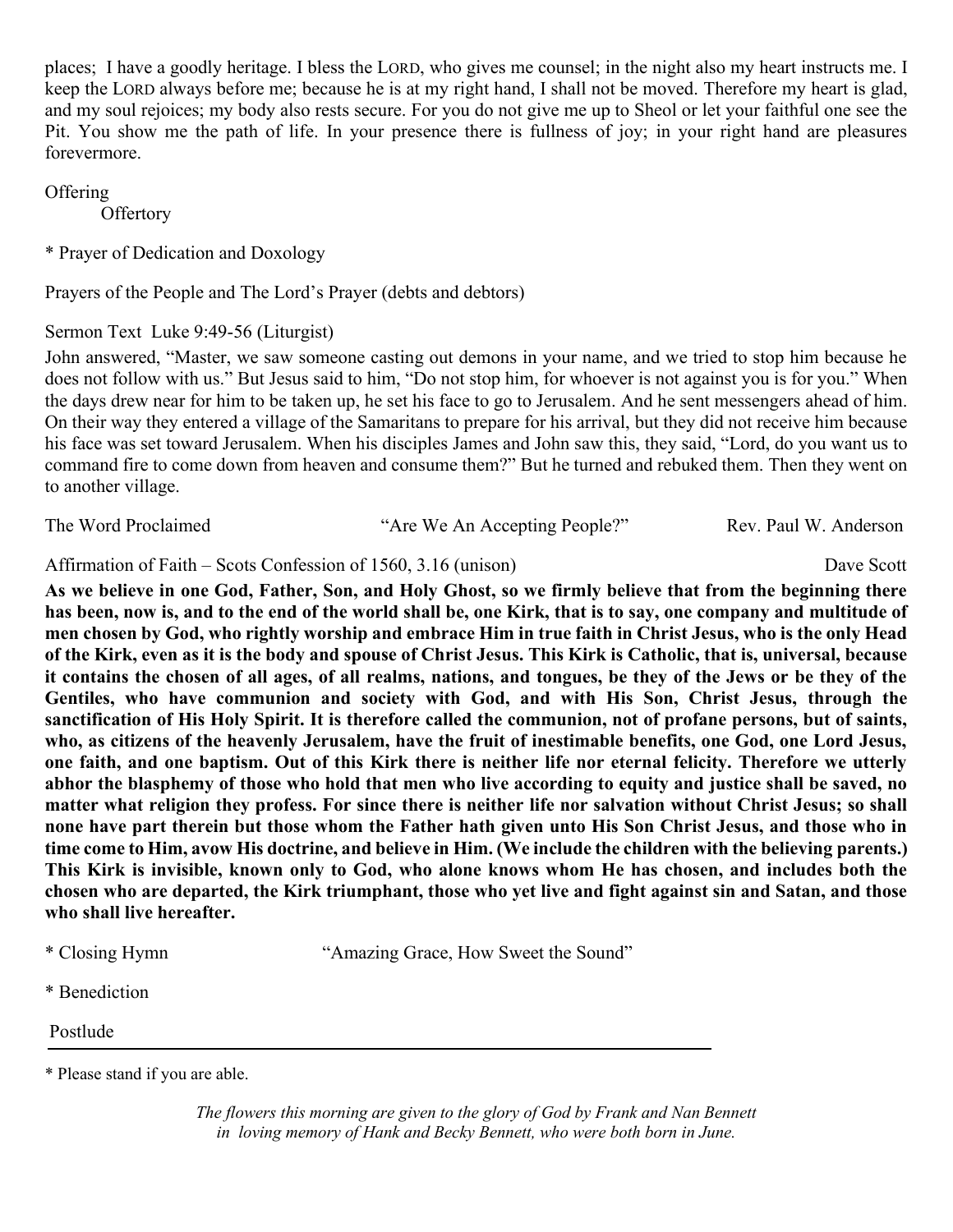places; I have a goodly heritage. I bless the LORD, who gives me counsel; in the night also my heart instructs me. I keep the LORD always before me; because he is at my right hand, I shall not be moved. Therefore my heart is glad, and my soul rejoices; my body also rests secure. For you do not give me up to Sheol or let your faithful one see the Pit. You show me the path of life. In your presence there is fullness of joy; in your right hand are pleasures forevermore.

Offering

Offertory

* Prayer of Dedication and Doxology

Prayers of the People and The Lord's Prayer (debts and debtors)

Sermon Text Luke 9:49-56 (Liturgist)

John answered, "Master, we saw someone casting out demons in your name, and we tried to stop him because he does not follow with us." But Jesus said to him, "Do not stop him, for whoever is not against you is for you." When the days drew near for him to be taken up, he set his face to go to Jerusalem. And he sent messengers ahead of him. On their way they entered a village of the Samaritans to prepare for his arrival, but they did not receive him because his face was set toward Jerusalem. When his disciples James and John saw this, they said, "Lord, do you want us to command fire to come down from heaven and consume them?" But he turned and rebuked them. Then they went on to another village.

The Word Proclaimed "Are We An Accepting People?" Rev. Paul W. Anderson

Affirmation of Faith – Scots Confession of 1560, 3.16 (unison) Dave Scott

**As we believe in one God, Father, Son, and Holy Ghost, so we firmly believe that from the beginning there has been, now is, and to the end of the world shall be, one Kirk, that is to say, one company and multitude of men chosen by God, who rightly worship and embrace Him in true faith in Christ Jesus, who is the only Head of the Kirk, even as it is the body and spouse of Christ Jesus. This Kirk is Catholic, that is, universal, because it contains the chosen of all ages, of all realms, nations, and tongues, be they of the Jews or be they of the Gentiles, who have communion and society with God, and with His Son, Christ Jesus, through the sanctification of His Holy Spirit. It is therefore called the communion, not of profane persons, but of saints, who, as citizens of the heavenly Jerusalem, have the fruit of inestimable benefits, one God, one Lord Jesus, one faith, and one baptism. Out of this Kirk there is neither life nor eternal felicity. Therefore we utterly abhor the blasphemy of those who hold that men who live according to equity and justice shall be saved, no matter what religion they profess. For since there is neither life nor salvation without Christ Jesus; so shall none have part therein but those whom the Father hath given unto His Son Christ Jesus, and those who in time come to Him, avow His doctrine, and believe in Him. (We include the children with the believing parents.) This Kirk is invisible, known only to God, who alone knows whom He has chosen, and includes both the chosen who are departed, the Kirk triumphant, those who yet live and fight against sin and Satan, and those who shall live hereafter.**

* Closing Hymn "Amazing Grace, How Sweet the Sound"

* Benediction

Postlude

---

* Please stand if you are able.

*The flowers this morning are given to the glory of God by Frank and Nan Bennett in loving memory of Hank and Becky Bennett, who were both born in June.*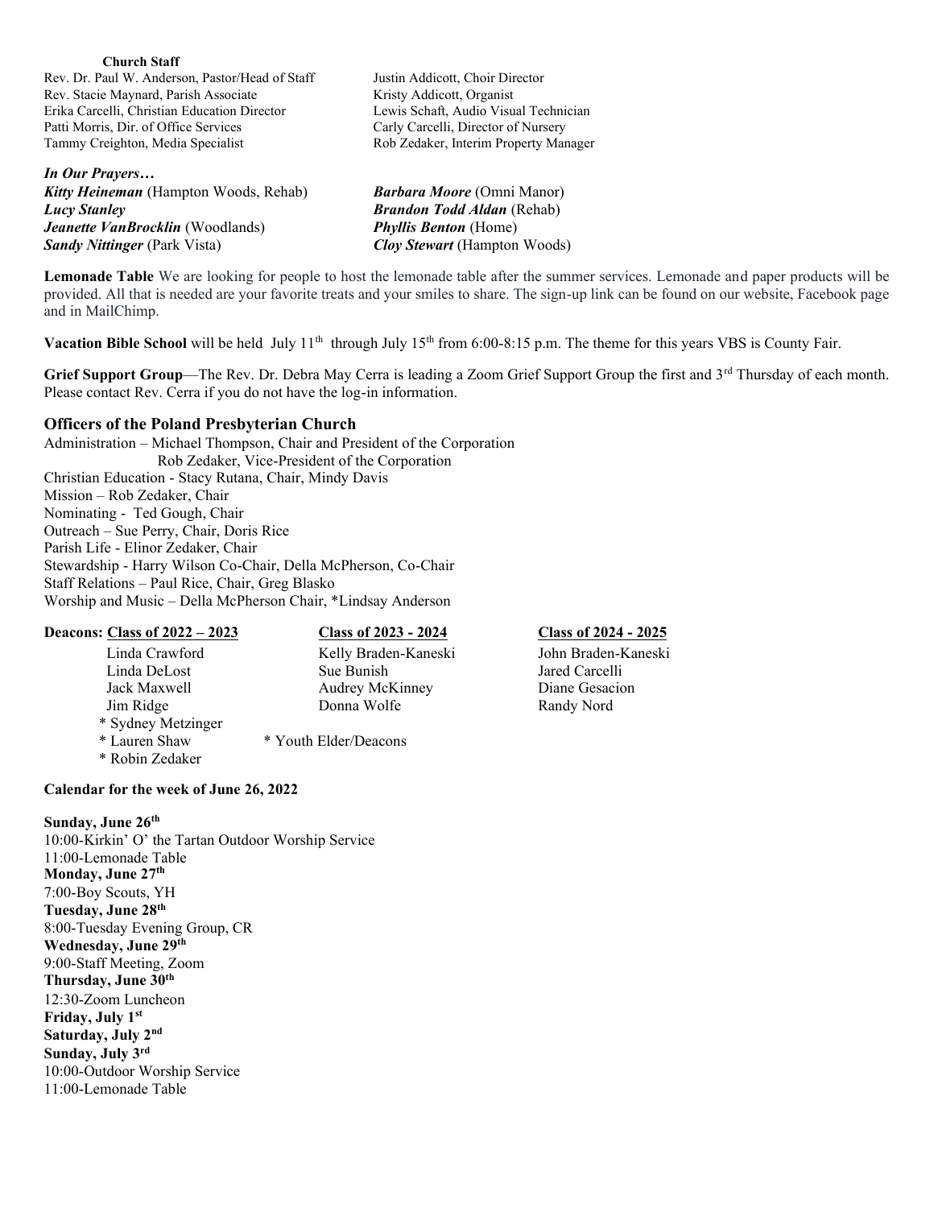**Church Staff**

Rev. Dr. Paul W. Anderson, Pastor/Head of Staff
Rev. Stacie Maynard, Parish Associate
Erika Carcelli, Christian Education Director
Patti Morris, Dir. of Office Services
Tammy Creighton, Media Specialist
Justin Addicott, Choir Director
Kristy Addicott, Organist
Lewis Schaft, Audio Visual Technician
Carly Carcelli, Director of Nursery
Rob Zedaker, Interim Property Manager

***In Our Prayers…***

***Kitty Heineman*** (Hampton Woods, Rehab)
***Lucy Stanley***
***Jeanette VanBrocklin*** (Woodlands)
***Sandy Nittinger*** (Park Vista)
***Barbara Moore*** (Omni Manor)
***Brandon Todd Aldan*** (Rehab)
***Phyllis Benton*** (Home)
***Cloy Stewart*** (Hampton Woods)

**Lemonade Table** We are looking for people to host the lemonade table after the summer services. Lemonade and paper products will be provided. All that is needed are your favorite treats and your smiles to share. The sign-up link can be found on our website, Facebook page and in MailChimp.

**Vacation Bible School** will be held July 11th through July 15th from 6:00-8:15 p.m. The theme for this years VBS is County Fair.

**Grief Support Group**—The Rev. Dr. Debra May Cerra is leading a Zoom Grief Support Group the first and 3rd Thursday of each month. Please contact Rev. Cerra if you do not have the log-in information.

### Officers of the Poland Presbyterian Church

Administration – Michael Thompson, Chair and President of the Corporation
Rob Zedaker, Vice-President of the Corporation
Christian Education - Stacy Rutana, Chair, Mindy Davis
Mission – Rob Zedaker, Chair
Nominating - Ted Gough, Chair
Outreach – Sue Perry, Chair, Doris Rice
Parish Life - Elinor Zedaker, Chair
Stewardship - Harry Wilson Co-Chair, Della McPherson, Co-Chair
Staff Relations – Paul Rice, Chair, Greg Blasko
Worship and Music – Della McPherson Chair, *Lindsay Anderson

**Deacons:**

| Class of 2022 – 2023 | Class of 2023 - 2024 | Class of 2024 - 2025 |
|---|---|---|
| Linda Crawford | Kelly Braden-Kaneski | John Braden-Kaneski |
| Linda DeLost | Sue Bunish | Jared Carcelli |
| Jack Maxwell | Audrey McKinney | Diane Gesacion |
| Jim Ridge | Donna Wolfe | Randy Nord |
| * Sydney Metzinger | | |
| * Lauren Shaw | | |
| * Robin Zedaker | | |

* Youth Elder/Deacons

**Calendar for the week of June 26, 2022**

**Sunday, June 26th**
10:00-Kirkin' O' the Tartan Outdoor Worship Service
11:00-Lemonade Table
**Monday, June 27th**
7:00-Boy Scouts, YH
**Tuesday, June 28th**
8:00-Tuesday Evening Group, CR
**Wednesday, June 29th**
9:00-Staff Meeting, Zoom
**Thursday, June 30th**
12:30-Zoom Luncheon
**Friday, July 1st**
**Saturday, July 2nd**
**Sunday, July 3rd**
10:00-Outdoor Worship Service
11:00-Lemonade Table